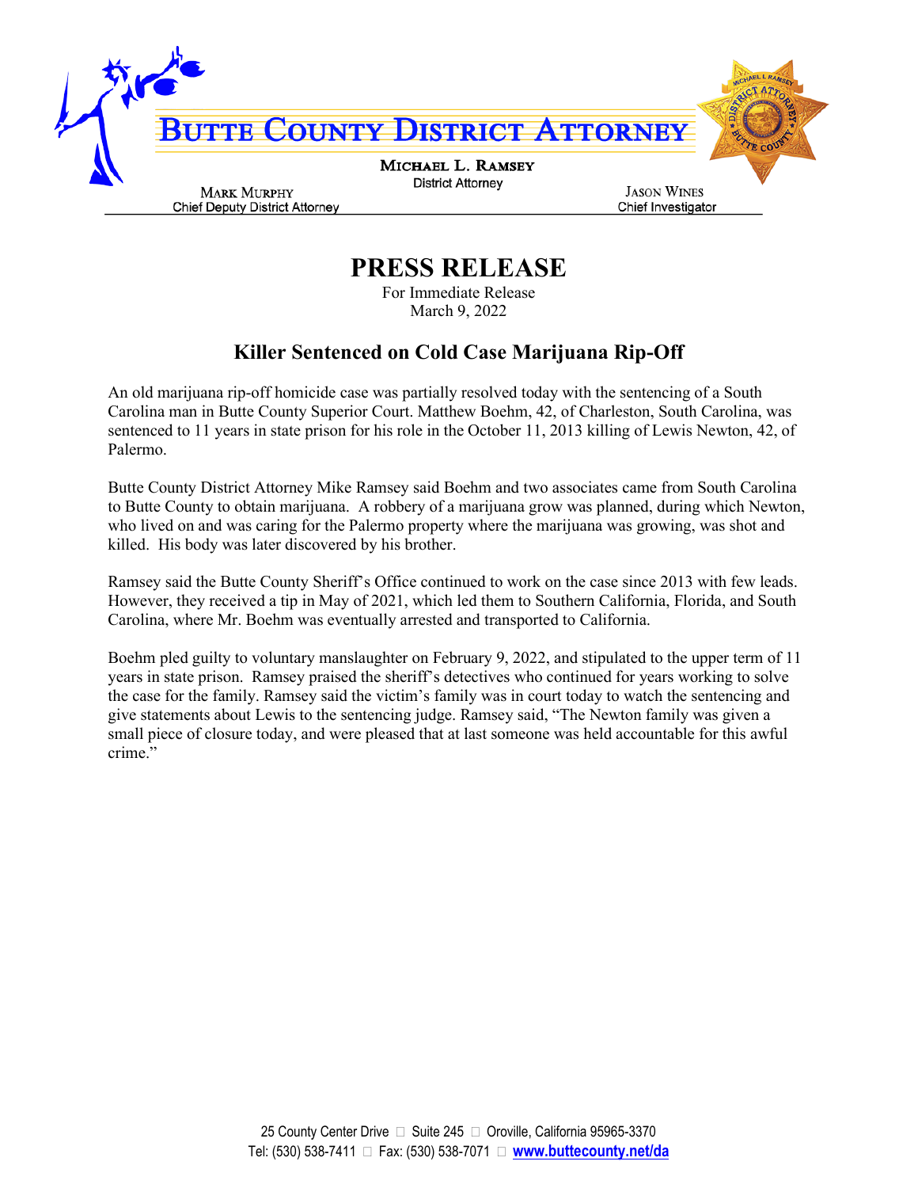# Butte County District Attorney

**Michael L. Ramsey**
District Attorney

**Mark Murphy**
Chief Deputy District Attorney

**Jason Wines**
Chief Investigator

# PRESS RELEASE

For Immediate Release
March 9, 2022

## Killer Sentenced on Cold Case Marijuana Rip-Off

An old marijuana rip-off homicide case was partially resolved today with the sentencing of a South Carolina man in Butte County Superior Court. Matthew Boehm, 42, of Charleston, South Carolina, was sentenced to 11 years in state prison for his role in the October 11, 2013 killing of Lewis Newton, 42, of Palermo.

Butte County District Attorney Mike Ramsey said Boehm and two associates came from South Carolina to Butte County to obtain marijuana. A robbery of a marijuana grow was planned, during which Newton, who lived on and was caring for the Palermo property where the marijuana was growing, was shot and killed. His body was later discovered by his brother.

Ramsey said the Butte County Sheriff's Office continued to work on the case since 2013 with few leads. However, they received a tip in May of 2021, which led them to Southern California, Florida, and South Carolina, where Mr. Boehm was eventually arrested and transported to California.

Boehm pled guilty to voluntary manslaughter on February 9, 2022, and stipulated to the upper term of 11 years in state prison. Ramsey praised the sheriff's detectives who continued for years working to solve the case for the family. Ramsey said the victim's family was in court today to watch the sentencing and give statements about Lewis to the sentencing judge. Ramsey said, "The Newton family was given a small piece of closure today, and were pleased that at last someone was held accountable for this awful crime."

25 County Center Drive □ Suite 245 □ Oroville, California 95965-3370
Tel: (530) 538-7411 □ Fax: (530) 538-7071 □ **www.buttecounty.net/da**